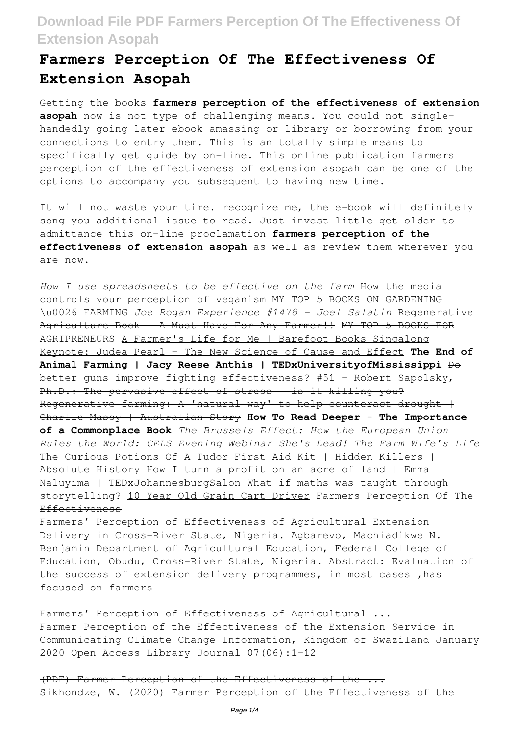# Farmers Perception Of The Effectiveness Of Extension Asopah

Getting the books **farmers perception of the effectiveness of extension asopah** now is not type of challenging means. You could not single-handedly going later ebook amassing or library or borrowing from your connections to entry them. This is an totally simple means to specifically get guide by on-line. This online publication farmers perception of the effectiveness of extension asopah can be one of the options to accompany you subsequent to having new time.

It will not waste your time. recognize me, the e-book will definitely song you additional issue to read. Just invest little get older to admittance this on-line proclamation **farmers perception of the effectiveness of extension asopah** as well as review them wherever you are now.

*How I use spreadsheets to be effective on the farm* How the media controls your perception of veganism MY TOP 5 BOOKS ON GARDENING \u0026 FARMING *Joe Rogan Experience #1478 - Joel Salatin* ~~Regenerative Agriculture Book - A Must Have For Any Farmer!!~~ ~~MY TOP 5 BOOKS FOR AGRIPRENEURS~~ A Farmer's Life for Me | Barefoot Books Singalong Keynote: Judea Pearl - The New Science of Cause and Effect **The End of Animal Farming | Jacy Reese Anthis | TEDxUniversityofMississippi** ~~Do better guns improve fighting effectiveness?~~ ~~#51 - Robert Sapolsky, Ph.D.: The pervasive effect of stress - is it killing you?~~ ~~Regenerative farming: A 'natural way' to help counteract drought | Charlie Massy | Australian Story~~ **How To Read Deeper - The Importance of a Commonplace Book** *The Brussels Effect: How the European Union Rules the World: CELS Evening Webinar She's Dead! The Farm Wife's Life* ~~The Curious Potions Of A Tudor First Aid Kit | Hidden Killers | Absolute History~~ ~~How I turn a profit on an acre of land | Emma Naluyima | TEDxJohannesburgSalon~~ ~~What if maths was taught through storytelling?~~ 10 Year Old Grain Cart Driver ~~Farmers Perception Of The Effectiveness~~

Farmers' Perception of Effectiveness of Agricultural Extension Delivery in Cross-River State, Nigeria. Agbarevo, Machiadikwe N. Benjamin Department of Agricultural Education, Federal College of Education, Obudu, Cross-River State, Nigeria. Abstract: Evaluation of the success of extension delivery programmes, in most cases ,has focused on farmers

~~Farmers' Perception of Effectiveness of Agricultural ...~~

Farmer Perception of the Effectiveness of the Extension Service in Communicating Climate Change Information, Kingdom of Swaziland January 2020 Open Access Library Journal 07(06):1-12

~~(PDF) Farmer Perception of the Effectiveness of the ...~~

Sikhondze, W. (2020) Farmer Perception of the Effectiveness of the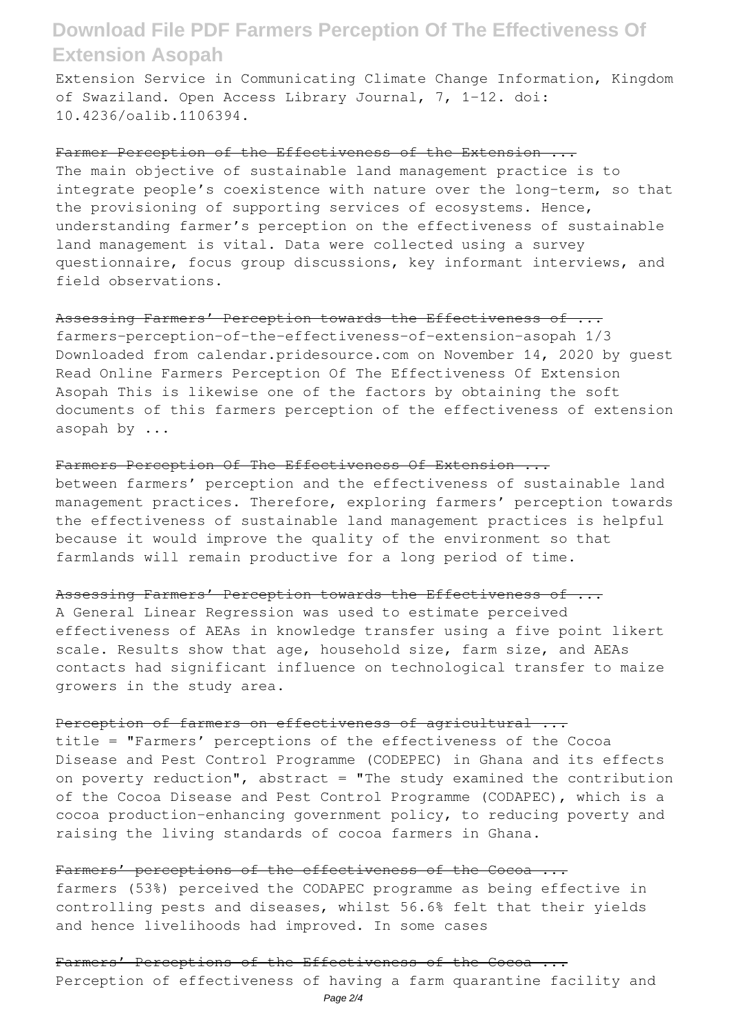Extension Service in Communicating Climate Change Information, Kingdom of Swaziland. Open Access Library Journal, 7, 1-12. doi: 10.4236/oalib.1106394.

~~Farmer Perception of the Effectiveness of the Extension ...~~

The main objective of sustainable land management practice is to integrate people's coexistence with nature over the long-term, so that the provisioning of supporting services of ecosystems. Hence, understanding farmer's perception on the effectiveness of sustainable land management is vital. Data were collected using a survey questionnaire, focus group discussions, key informant interviews, and field observations.

~~Assessing Farmers' Perception towards the Effectiveness of ...~~

farmers-perception-of-the-effectiveness-of-extension-asopah 1/3 Downloaded from calendar.pridesource.com on November 14, 2020 by guest Read Online Farmers Perception Of The Effectiveness Of Extension Asopah This is likewise one of the factors by obtaining the soft documents of this farmers perception of the effectiveness of extension asopah by ...

~~Farmers Perception Of The Effectiveness Of Extension ...~~

between farmers' perception and the effectiveness of sustainable land management practices. Therefore, exploring farmers' perception towards the effectiveness of sustainable land management practices is helpful because it would improve the quality of the environment so that farmlands will remain productive for a long period of time.

~~Assessing Farmers' Perception towards the Effectiveness of ...~~

A General Linear Regression was used to estimate perceived effectiveness of AEAs in knowledge transfer using a five point likert scale. Results show that age, household size, farm size, and AEAs contacts had significant influence on technological transfer to maize growers in the study area.

~~Perception of farmers on effectiveness of agricultural ...~~

title = "Farmers' perceptions of the effectiveness of the Cocoa Disease and Pest Control Programme (CODEPEC) in Ghana and its effects on poverty reduction", abstract = "The study examined the contribution of the Cocoa Disease and Pest Control Programme (CODAPEC), which is a cocoa production-enhancing government policy, to reducing poverty and raising the living standards of cocoa farmers in Ghana.

~~Farmers' perceptions of the effectiveness of the Cocoa ...~~

farmers (53%) perceived the CODAPEC programme as being effective in controlling pests and diseases, whilst 56.6% felt that their yields and hence livelihoods had improved. In some cases

~~Farmers' Perceptions of the Effectiveness of the Cocoa ...~~

Perception of effectiveness of having a farm quarantine facility and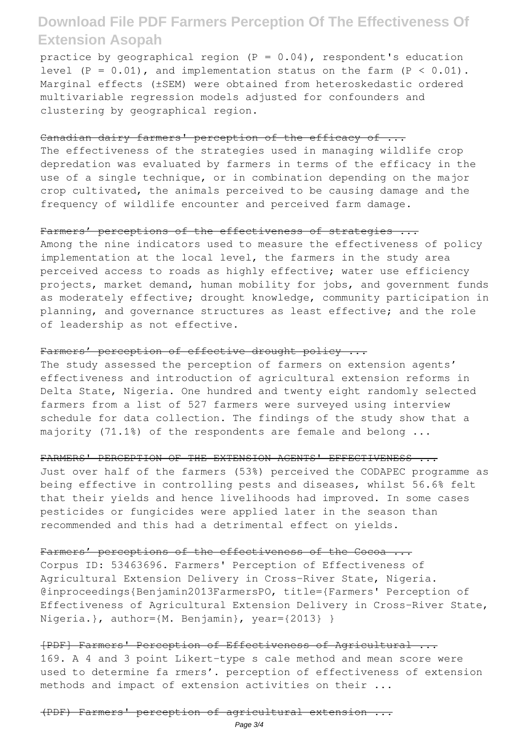practice by geographical region ($P = 0.04$), respondent's education level ($P = 0.01$), and implementation status on the farm ($P < 0.01$). Marginal effects (±SEM) were obtained from heteroskedastic ordered multivariable regression models adjusted for confounders and clustering by geographical region.

~~Canadian dairy farmers' perception of the efficacy of ...~~

The effectiveness of the strategies used in managing wildlife crop depredation was evaluated by farmers in terms of the efficacy in the use of a single technique, or in combination depending on the major crop cultivated, the animals perceived to be causing damage and the frequency of wildlife encounter and perceived farm damage.

~~Farmers' perceptions of the effectiveness of strategies ...~~

Among the nine indicators used to measure the effectiveness of policy implementation at the local level, the farmers in the study area perceived access to roads as highly effective; water use efficiency projects, market demand, human mobility for jobs, and government funds as moderately effective; drought knowledge, community participation in planning, and governance structures as least effective; and the role of leadership as not effective.

~~Farmers' perception of effective drought policy ...~~

The study assessed the perception of farmers on extension agents' effectiveness and introduction of agricultural extension reforms in Delta State, Nigeria. One hundred and twenty eight randomly selected farmers from a list of 527 farmers were surveyed using interview schedule for data collection. The findings of the study show that a majority (71.1%) of the respondents are female and belong ...

~~FARMERS' PERCEPTION OF THE EXTENSION AGENTS' EFFECTIVENESS ...~~

Just over half of the farmers (53%) perceived the CODAPEC programme as being effective in controlling pests and diseases, whilst 56.6% felt that their yields and hence livelihoods had improved. In some cases pesticides or fungicides were applied later in the season than recommended and this had a detrimental effect on yields.

~~Farmers' perceptions of the effectiveness of the Cocoa ...~~

Corpus ID: 53463696. Farmers' Perception of Effectiveness of Agricultural Extension Delivery in Cross-River State, Nigeria. @inproceedings{Benjamin2013FarmersPO, title={Farmers' Perception of Effectiveness of Agricultural Extension Delivery in Cross-River State, Nigeria.}, author={M. Benjamin}, year={2013} }

~~[PDF] Farmers' Perception of Effectiveness of Agricultural ...~~

169. A 4 and 3 point Likert-type s cale method and mean score were used to determine fa rmers'. perception of effectiveness of extension methods and impact of extension activities on their ...

~~(PDF) Farmers' perception of agricultural extension ...~~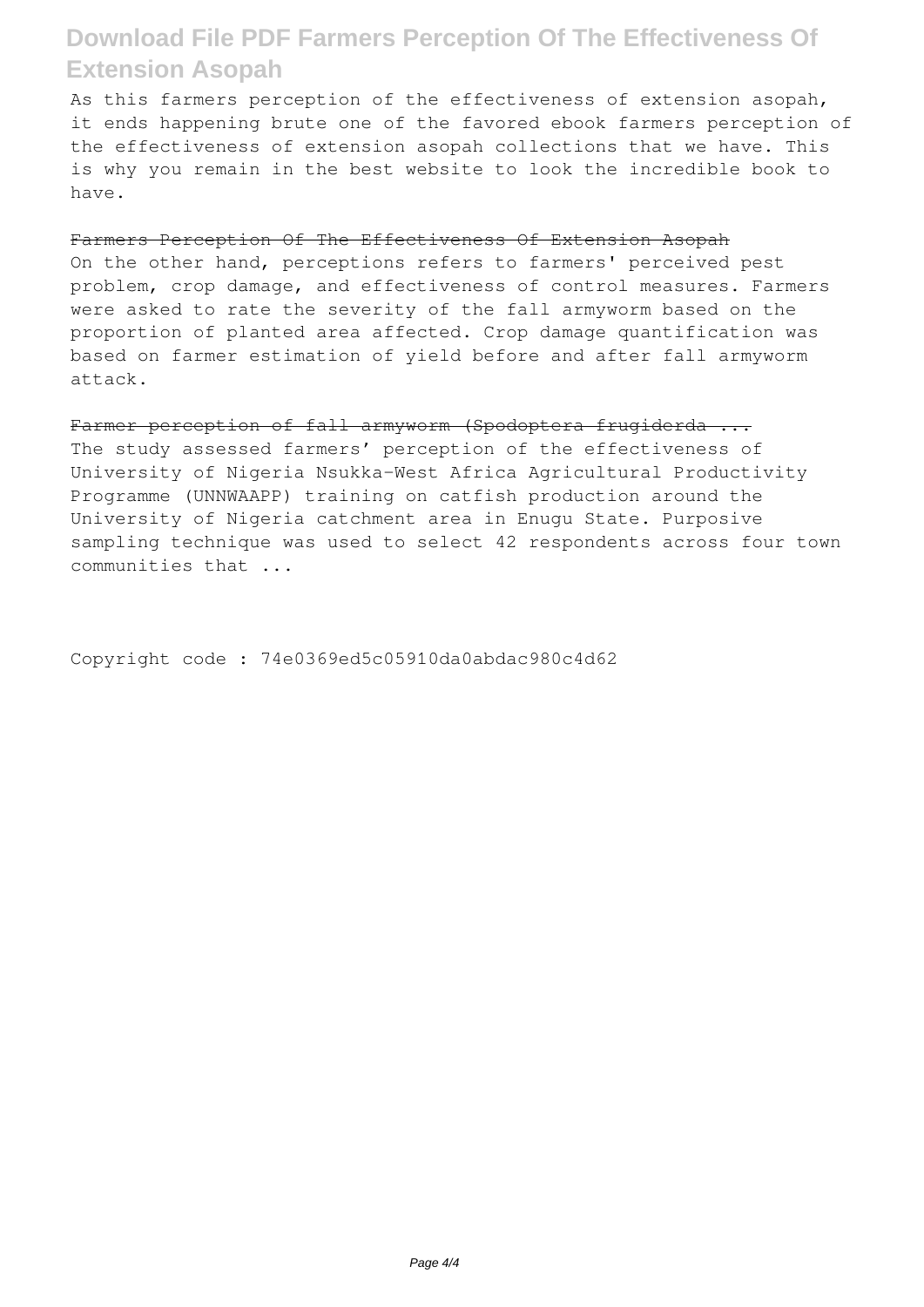As this farmers perception of the effectiveness of extension asopah, it ends happening brute one of the favored ebook farmers perception of the effectiveness of extension asopah collections that we have. This is why you remain in the best website to look the incredible book to have.

~~Farmers Perception Of The Effectiveness Of Extension Asopah~~

On the other hand, perceptions refers to farmers' perceived pest problem, crop damage, and effectiveness of control measures. Farmers were asked to rate the severity of the fall armyworm based on the proportion of planted area affected. Crop damage quantification was based on farmer estimation of yield before and after fall armyworm attack.

~~Farmer perception of fall armyworm (Spodoptera frugiderda ...~~

The study assessed farmers' perception of the effectiveness of University of Nigeria Nsukka-West Africa Agricultural Productivity Programme (UNNWAAPP) training on catfish production around the University of Nigeria catchment area in Enugu State. Purposive sampling technique was used to select 42 respondents across four town communities that ...

Copyright code : 74e0369ed5c05910da0abdac980c4d62